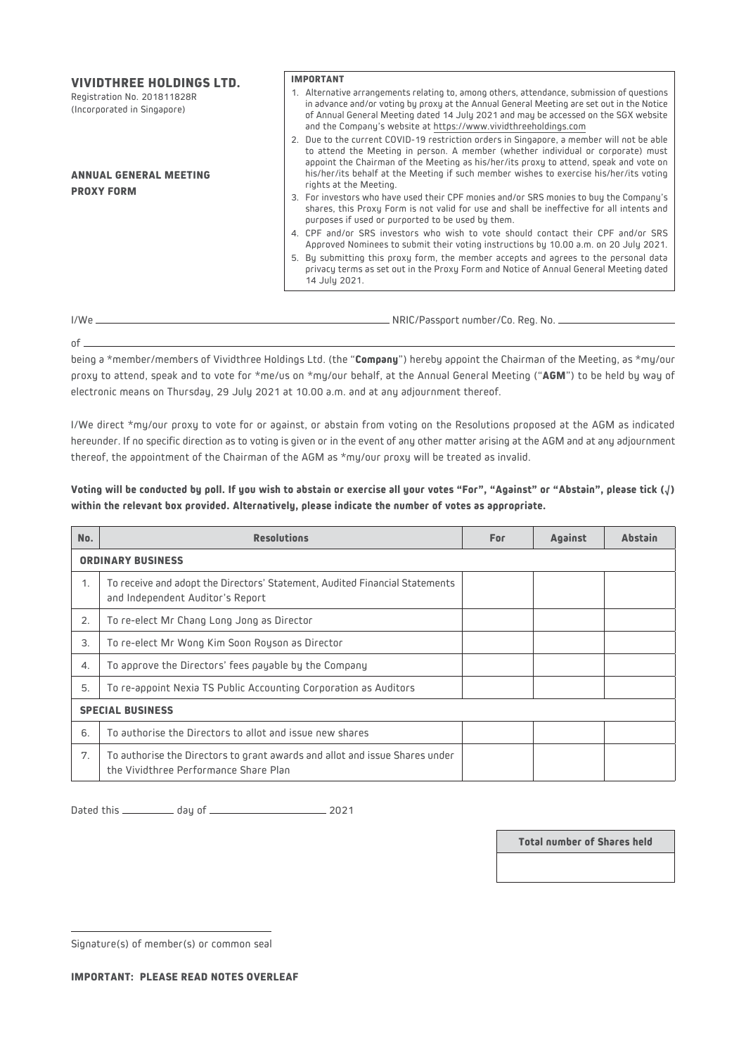**VIVIDTHREE HOLDINGS LTD.**
Registration No. 201811828R
(Incorporated in Singapore)

**ANNUAL GENERAL MEETING**
**PROXY FORM**

**IMPORTANT**

1. Alternative arrangements relating to, among others, attendance, submission of questions in advance and/or voting by proxy at the Annual General Meeting are set out in the Notice of Annual General Meeting dated 14 July 2021 and may be accessed on the SGX website and the Company's website at https://www.vividthreeholdings.com
2. Due to the current COVID-19 restriction orders in Singapore, a member will not be able to attend the Meeting in person. A member (whether individual or corporate) must appoint the Chairman of the Meeting as his/her/its proxy to attend, speak and vote on his/her/its behalf at the Meeting if such member wishes to exercise his/her/its voting rights at the Meeting.
3. For investors who have used their CPF monies and/or SRS monies to buy the Company's shares, this Proxy Form is not valid for use and shall be ineffective for all intents and purposes if used or purported to be used by them.
4. CPF and/or SRS investors who wish to vote should contact their CPF and/or SRS Approved Nominees to submit their voting instructions by 10.00 a.m. on 20 July 2021.
5. By submitting this proxy form, the member accepts and agrees to the personal data privacy terms as set out in the Proxy Form and Notice of Annual General Meeting dated 14 July 2021.

I/We \_\_\_\_\_\_\_\_\_\_\_\_\_\_\_\_\_\_\_\_\_\_\_\_\_\_\_\_\_\_\_\_ NRIC/Passport number/Co. Reg. No. \_\_\_\_\_\_\_\_\_\_\_\_\_\_\_\_\_\_\_\_

of \_\_\_\_\_\_\_\_\_\_\_\_\_\_\_\_\_\_\_\_\_\_\_\_\_\_\_\_\_\_\_\_\_\_\_\_\_\_\_\_\_\_\_\_\_\_\_\_\_\_\_\_

being a *member/members of Vividthree Holdings Ltd. (the "**Company**") hereby appoint the Chairman of the Meeting, as *my/our proxy to attend, speak and to vote for *me/us on *my/our behalf, at the Annual General Meeting ("**AGM**") to be held by way of electronic means on Thursday, 29 July 2021 at 10.00 a.m. and at any adjournment thereof.

I/We direct *my/our proxy to vote for or against, or abstain from voting on the Resolutions proposed at the AGM as indicated hereunder. If no specific direction as to voting is given or in the event of any other matter arising at the AGM and at any adjournment thereof, the appointment of the Chairman of the AGM as *my/our proxy will be treated as invalid.

**Voting will be conducted by poll. If you wish to abstain or exercise all your votes "For", "Against" or "Abstain", please tick (√) within the relevant box provided. Alternatively, please indicate the number of votes as appropriate.**

| No. | Resolutions | For | Against | Abstain |
|---|---|---|---|---|
| **ORDINARY BUSINESS** | | | | |
| 1. | To receive and adopt the Directors' Statement, Audited Financial Statements and Independent Auditor's Report | | | |
| 2. | To re-elect Mr Chang Long Jong as Director | | | |
| 3. | To re-elect Mr Wong Kim Soon Royson as Director | | | |
| 4. | To approve the Directors' fees payable by the Company | | | |
| 5. | To re-appoint Nexia TS Public Accounting Corporation as Auditors | | | |
| **SPECIAL BUSINESS** | | | | |
| 6. | To authorise the Directors to allot and issue new shares | | | |
| 7. | To authorise the Directors to grant awards and allot and issue Shares under the Vividthree Performance Share Plan | | | |

Dated this \_\_\_\_\_\_\_\_ day of \_\_\_\_\_\_\_\_\_\_\_\_\_\_\_\_ 2021

| Total number of Shares held |
|---|
| |

\_\_\_\_\_\_\_\_\_\_\_\_\_\_\_\_\_\_\_\_\_\_\_\_\_\_\_\_\_\_\_\_

Signature(s) of member(s) or common seal

**IMPORTANT: PLEASE READ NOTES OVERLEAF**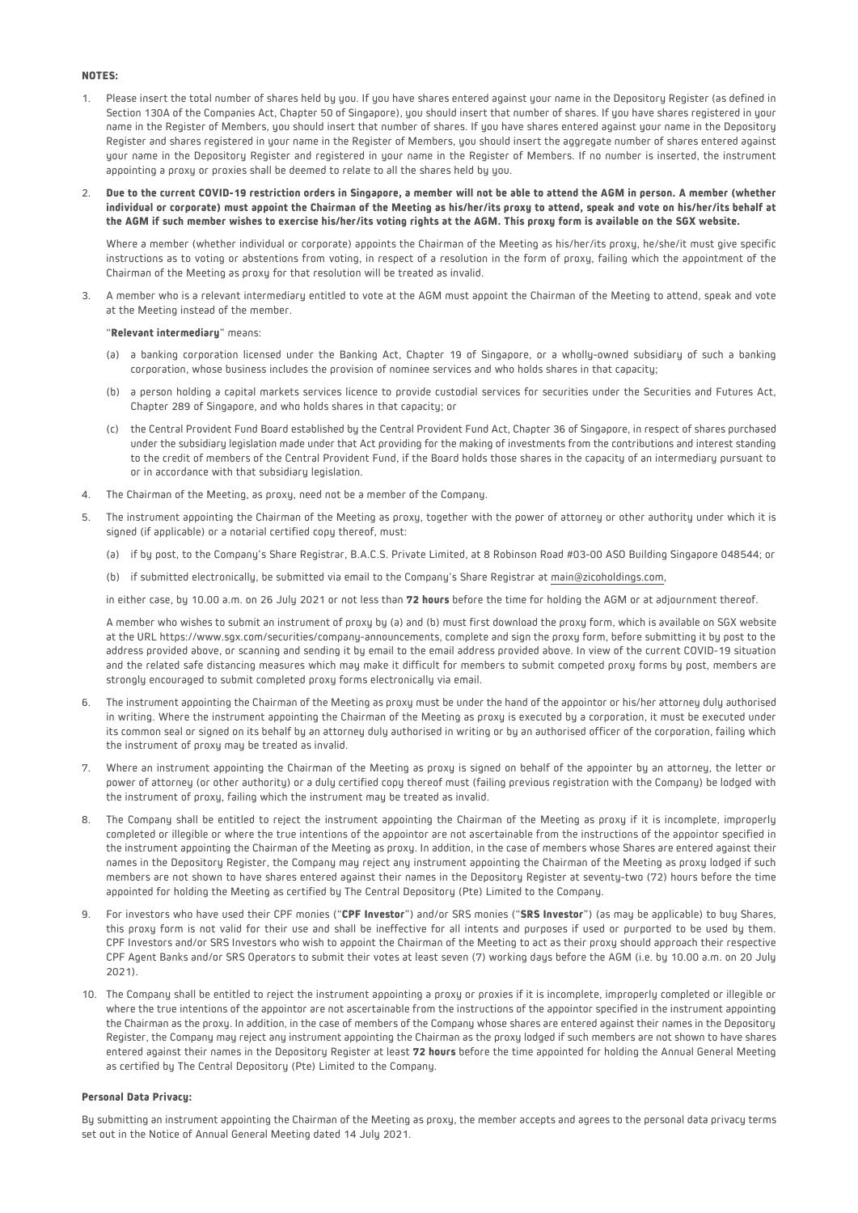**NOTES:**

1. Please insert the total number of shares held by you. If you have shares entered against your name in the Depository Register (as defined in Section 130A of the Companies Act, Chapter 50 of Singapore), you should insert that number of shares. If you have shares registered in your name in the Register of Members, you should insert that number of shares. If you have shares entered against your name in the Depository Register and shares registered in your name in the Register of Members, you should insert the aggregate number of shares entered against your name in the Depository Register and registered in your name in the Register of Members. If no number is inserted, the instrument appointing a proxy or proxies shall be deemed to relate to all the shares held by you.

2. **Due to the current COVID-19 restriction orders in Singapore, a member will not be able to attend the AGM in person. A member (whether individual or corporate) must appoint the Chairman of the Meeting as his/her/its proxy to attend, speak and vote on his/her/its behalf at the AGM if such member wishes to exercise his/her/its voting rights at the AGM. This proxy form is available on the SGX website.**

   Where a member (whether individual or corporate) appoints the Chairman of the Meeting as his/her/its proxy, he/she/it must give specific instructions as to voting or abstentions from voting, in respect of a resolution in the form of proxy, failing which the appointment of the Chairman of the Meeting as proxy for that resolution will be treated as invalid.

3. A member who is a relevant intermediary entitled to vote at the AGM must appoint the Chairman of the Meeting to attend, speak and vote at the Meeting instead of the member.

   "**Relevant intermediary**" means:

   (a) a banking corporation licensed under the Banking Act, Chapter 19 of Singapore, or a wholly-owned subsidiary of such a banking corporation, whose business includes the provision of nominee services and who holds shares in that capacity;

   (b) a person holding a capital markets services licence to provide custodial services for securities under the Securities and Futures Act, Chapter 289 of Singapore, and who holds shares in that capacity; or

   (c) the Central Provident Fund Board established by the Central Provident Fund Act, Chapter 36 of Singapore, in respect of shares purchased under the subsidiary legislation made under that Act providing for the making of investments from the contributions and interest standing to the credit of members of the Central Provident Fund, if the Board holds those shares in the capacity of an intermediary pursuant to or in accordance with that subsidiary legislation.

4. The Chairman of the Meeting, as proxy, need not be a member of the Company.

5. The instrument appointing the Chairman of the Meeting as proxy, together with the power of attorney or other authority under which it is signed (if applicable) or a notarial certified copy thereof, must:

   (a) if by post, to the Company's Share Registrar, B.A.C.S. Private Limited, at 8 Robinson Road #03-00 ASO Building Singapore 048544; or

   (b) if submitted electronically, be submitted via email to the Company's Share Registrar at main@zicoholdings.com,

   in either case, by 10.00 a.m. on 26 July 2021 or not less than **72 hours** before the time for holding the AGM or at adjournment thereof.

   A member who wishes to submit an instrument of proxy by (a) and (b) must first download the proxy form, which is available on SGX website at the URL https://www.sgx.com/securities/company-announcements, complete and sign the proxy form, before submitting it by post to the address provided above, or scanning and sending it by email to the email address provided above. In view of the current COVID-19 situation and the related safe distancing measures which may make it difficult for members to submit competed proxy forms by post, members are strongly encouraged to submit completed proxy forms electronically via email.

6. The instrument appointing the Chairman of the Meeting as proxy must be under the hand of the appointor or his/her attorney duly authorised in writing. Where the instrument appointing the Chairman of the Meeting as proxy is executed by a corporation, it must be executed under its common seal or signed on its behalf by an attorney duly authorised in writing or by an authorised officer of the corporation, failing which the instrument of proxy may be treated as invalid.

7. Where an instrument appointing the Chairman of the Meeting as proxy is signed on behalf of the appointer by an attorney, the letter or power of attorney (or other authority) or a duly certified copy thereof must (failing previous registration with the Company) be lodged with the instrument of proxy, failing which the instrument may be treated as invalid.

8. The Company shall be entitled to reject the instrument appointing the Chairman of the Meeting as proxy if it is incomplete, improperly completed or illegible or where the true intentions of the appointor are not ascertainable from the instructions of the appointor specified in the instrument appointing the Chairman of the Meeting as proxy. In addition, in the case of members whose Shares are entered against their names in the Depository Register, the Company may reject any instrument appointing the Chairman of the Meeting as proxy lodged if such members are not shown to have shares entered against their names in the Depository Register at seventy-two (72) hours before the time appointed for holding the Meeting as certified by The Central Depository (Pte) Limited to the Company.

9. For investors who have used their CPF monies ("**CPF Investor**") and/or SRS monies ("**SRS Investor**") (as may be applicable) to buy Shares, this proxy form is not valid for their use and shall be ineffective for all intents and purposes if used or purported to be used by them. CPF Investors and/or SRS Investors who wish to appoint the Chairman of the Meeting to act as their proxy should approach their respective CPF Agent Banks and/or SRS Operators to submit their votes at least seven (7) working days before the AGM (i.e. by 10.00 a.m. on 20 July 2021).

10. The Company shall be entitled to reject the instrument appointing a proxy or proxies if it is incomplete, improperly completed or illegible or where the true intentions of the appointor are not ascertainable from the instructions of the appointor specified in the instrument appointing the Chairman as the proxy. In addition, in the case of members of the Company whose shares are entered against their names in the Depository Register, the Company may reject any instrument appointing the Chairman as the proxy lodged if such members are not shown to have shares entered against their names in the Depository Register at least **72 hours** before the time appointed for holding the Annual General Meeting as certified by The Central Depository (Pte) Limited to the Company.

**Personal Data Privacy:**

By submitting an instrument appointing the Chairman of the Meeting as proxy, the member accepts and agrees to the personal data privacy terms set out in the Notice of Annual General Meeting dated 14 July 2021.